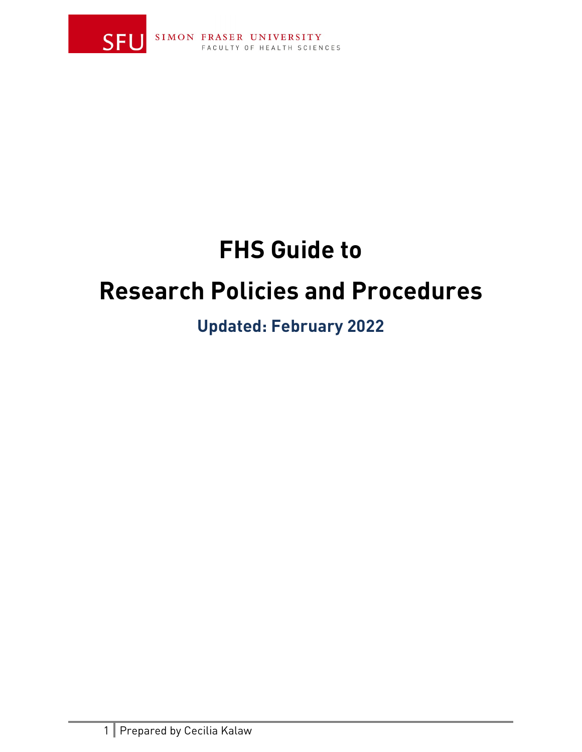SFU SIMON FRASER UNIVERSITY
FACULTY OF HEALTH SCIENCES

# FHS Guide to Research Policies and Procedures

## Updated: February 2022

Prepared by Cecilia Kalaw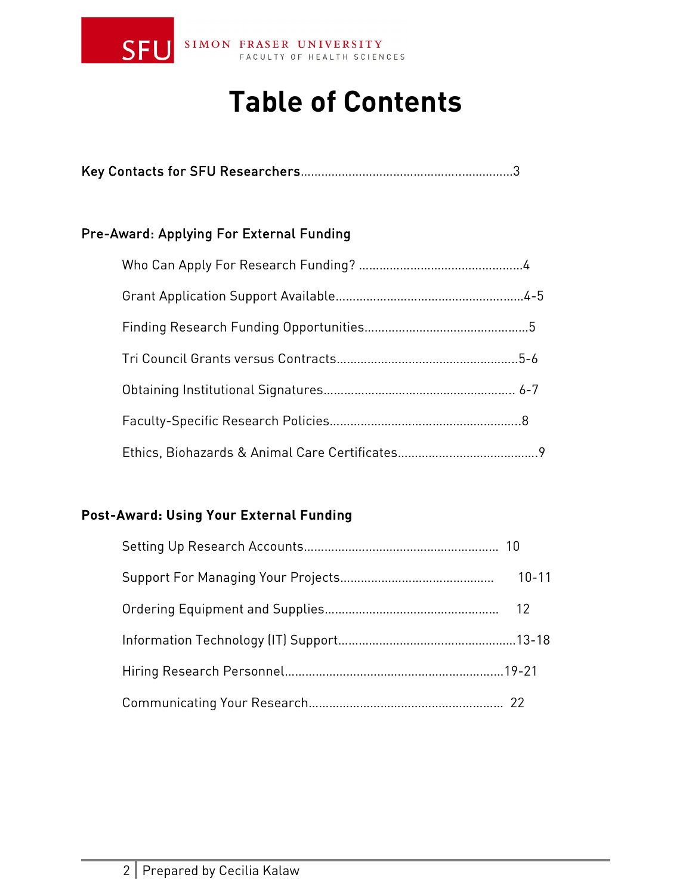# Table of Contents

**Key Contacts for SFU Researchers**..............................................................3

**Pre-Award: Applying For External Funding**

- Who Can Apply For Research Funding? ................................................4
- Grant Application Support Available.......................................................4-5
- Finding Research Funding Opportunities................................................5
- Tri Council Grants versus Contracts.....................................................5-6
- Obtaining Institutional Signatures........................................................ 6-7
- Faculty-Specific Research Policies........................................................8
- Ethics, Biohazards & Animal Care Certificates.........................................9

**Post-Award: Using Your External Funding**

- Setting Up Research Accounts......................................................... 10
- Support For Managing Your Projects............................................ 10-11
- Ordering Equipment and Supplies................................................... 12
- Information Technology (IT) Support....................................................13-18
- Hiring Research Personnel................................................................19-21
- Communicating Your Research......................................................... 22

Prepared by Cecilia Kalaw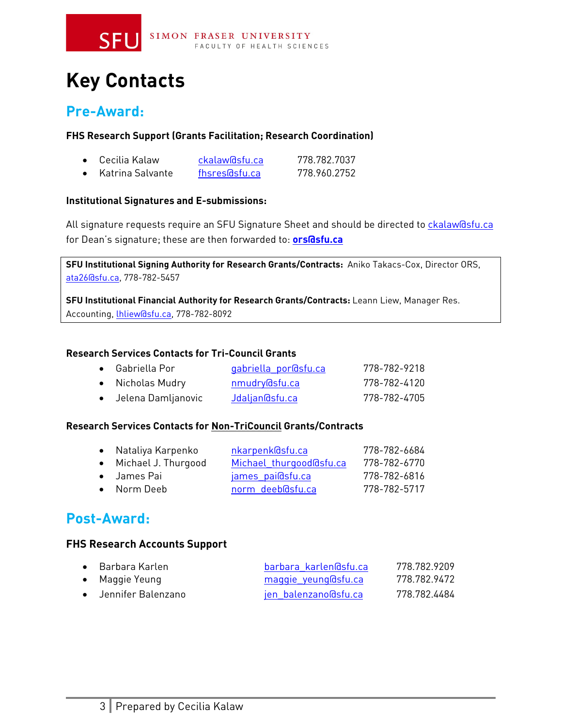SFU SIMON FRASER UNIVERSITY
FACULTY OF HEALTH SCIENCES

# Key Contacts

## Pre-Award:

**FHS Research Support (Grants Facilitation; Research Coordination)**

- Cecilia Kalaw ckalaw@sfu.ca 778.782.7037
- Katrina Salvante fhsres@sfu.ca 778.960.2752

**Institutional Signatures and E-submissions:**

All signature requests require an SFU Signature Sheet and should be directed to ckalaw@sfu.ca for Dean's signature; these are then forwarded to: **ors@sfu.ca**

**SFU Institutional Signing Authority for Research Grants/Contracts:** Aniko Takacs-Cox, Director ORS, ata26@sfu.ca, 778-782-5457

**SFU Institutional Financial Authority for Research Grants/Contracts:** Leann Liew, Manager Res. Accounting, lhliew@sfu.ca, 778-782-8092

**Research Services Contacts for Tri-Council Grants**

- Gabriella Por gabriella_por@sfu.ca 778-782-9218
- Nicholas Mudry nmudry@sfu.ca 778-782-4120
- Jelena Damljanovic Jdaljan@sfu.ca 778-782-4705

**Research Services Contacts for Non-TriCouncil Grants/Contracts**

- Nataliya Karpenko nkarpenk@sfu.ca 778-782-6684
- Michael J. Thurgood Michael_thurgood@sfu.ca 778-782-6770
- James Pai james_pai@sfu.ca 778-782-6816
- Norm Deeb norm_deeb@sfu.ca 778-782-5717

## Post-Award:

**FHS Research Accounts Support**

- Barbara Karlen barbara_karlen@sfu.ca 778.782.9209
- Maggie Yeung maggie_yeung@sfu.ca 778.782.9472
- Jennifer Balenzano jen_balenzano@sfu.ca 778.782.4484

Prepared by Cecilia Kalaw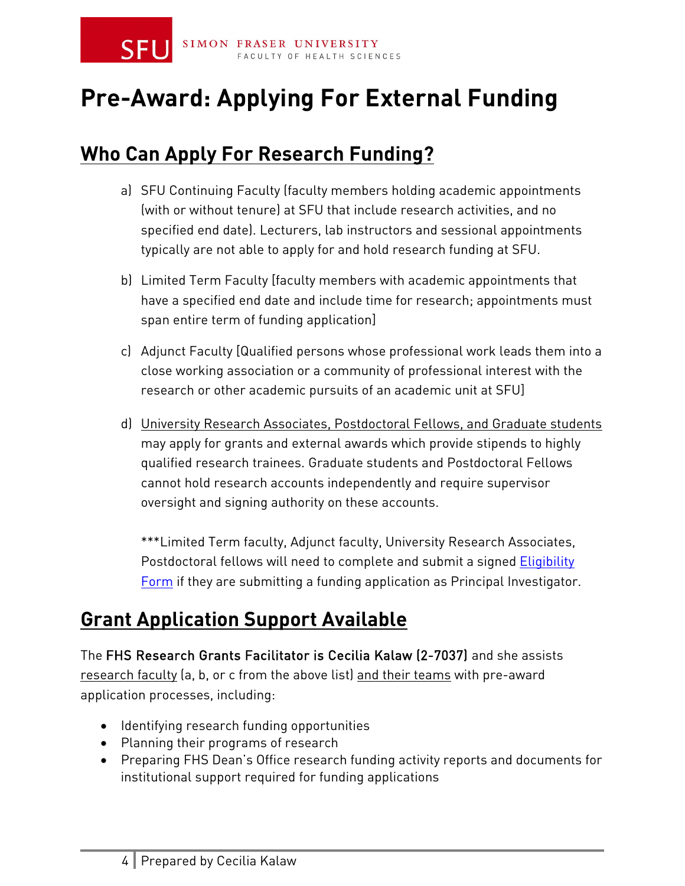# Pre-Award: Applying For External Funding

## Who Can Apply For Research Funding?

a) SFU Continuing Faculty (faculty members holding academic appointments (with or without tenure) at SFU that include research activities, and no specified end date). Lecturers, lab instructors and sessional appointments typically are not able to apply for and hold research funding at SFU.

b) Limited Term Faculty [faculty members with academic appointments that have a specified end date and include time for research; appointments must span entire term of funding application]

c) Adjunct Faculty [Qualified persons whose professional work leads them into a close working association or a community of professional interest with the research or other academic pursuits of an academic unit at SFU]

d) University Research Associates, Postdoctoral Fellows, and Graduate students may apply for grants and external awards which provide stipends to highly qualified research trainees. Graduate students and Postdoctoral Fellows cannot hold research accounts independently and require supervisor oversight and signing authority on these accounts.

***Limited Term faculty, Adjunct faculty, University Research Associates, Postdoctoral fellows will need to complete and submit a signed Eligibility Form if they are submitting a funding application as Principal Investigator.

## Grant Application Support Available

The FHS Research Grants Facilitator is Cecilia Kalaw (2-7037) and she assists research faculty (a, b, or c from the above list) and their teams with pre-award application processes, including:

- Identifying research funding opportunities
- Planning their programs of research
- Preparing FHS Dean's Office research funding activity reports and documents for institutional support required for funding applications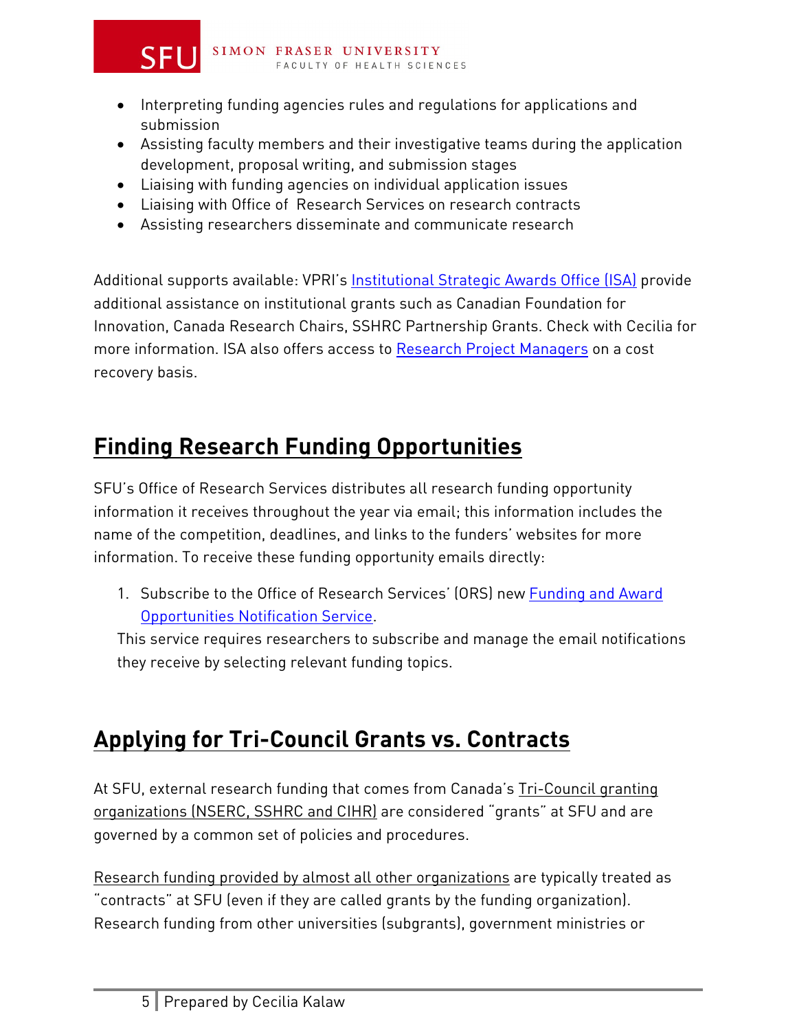- Interpreting funding agencies rules and regulations for applications and submission
- Assisting faculty members and their investigative teams during the application development, proposal writing, and submission stages
- Liaising with funding agencies on individual application issues
- Liaising with Office of Research Services on research contracts
- Assisting researchers disseminate and communicate research

Additional supports available: VPRI's Institutional Strategic Awards Office (ISA) provide additional assistance on institutional grants such as Canadian Foundation for Innovation, Canada Research Chairs, SSHRC Partnership Grants. Check with Cecilia for more information. ISA also offers access to Research Project Managers on a cost recovery basis.

## Finding Research Funding Opportunities

SFU's Office of Research Services distributes all research funding opportunity information it receives throughout the year via email; this information includes the name of the competition, deadlines, and links to the funders' websites for more information. To receive these funding opportunity emails directly:

1. Subscribe to the Office of Research Services' (ORS) new Funding and Award Opportunities Notification Service.
   This service requires researchers to subscribe and manage the email notifications they receive by selecting relevant funding topics.

## Applying for Tri-Council Grants vs. Contracts

At SFU, external research funding that comes from Canada's Tri-Council granting organizations (NSERC, SSHRC and CIHR) are considered "grants" at SFU and are governed by a common set of policies and procedures.

Research funding provided by almost all other organizations are typically treated as "contracts" at SFU (even if they are called grants by the funding organization). Research funding from other universities (subgrants), government ministries or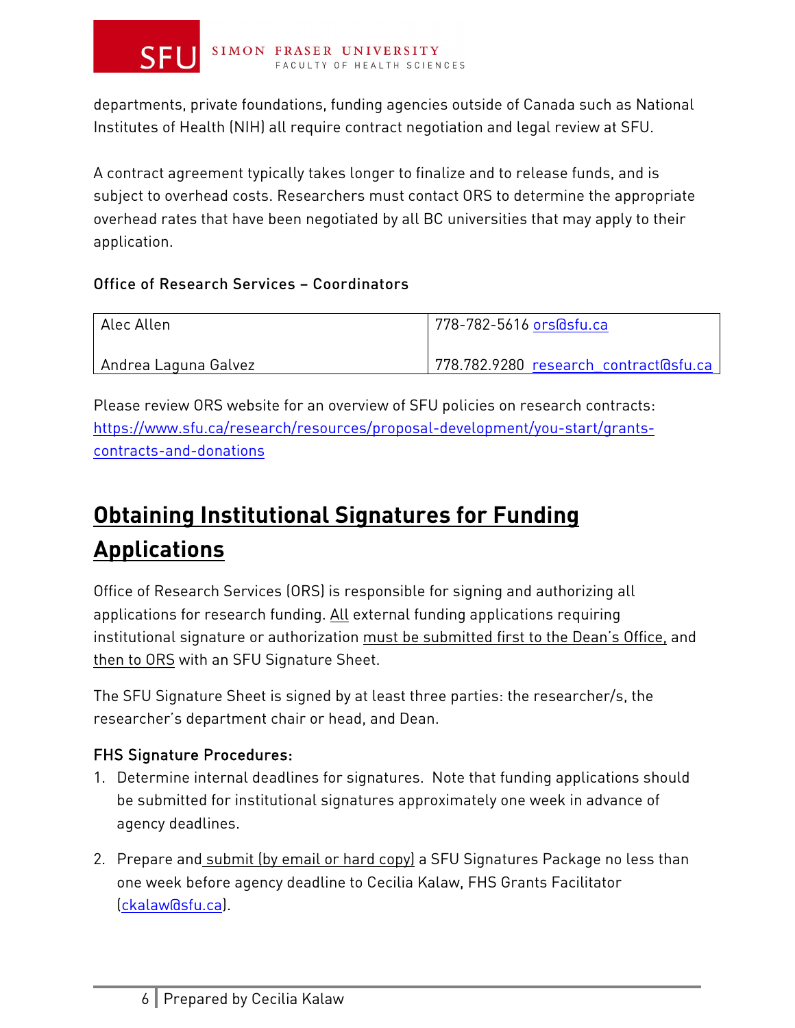departments, private foundations, funding agencies outside of Canada such as National Institutes of Health (NIH) all require contract negotiation and legal review at SFU.

A contract agreement typically takes longer to finalize and to release funds, and is subject to overhead costs. Researchers must contact ORS to determine the appropriate overhead rates that have been negotiated by all BC universities that may apply to their application.

### Office of Research Services – Coordinators

| | |
|---|---|
| Alec Allen | 778-782-5616 ors@sfu.ca |
| Andrea Laguna Galvez | 778.782.9280 research_contract@sfu.ca |

Please review ORS website for an overview of SFU policies on research contracts: https://www.sfu.ca/research/resources/proposal-development/you-start/grants-contracts-and-donations

## Obtaining Institutional Signatures for Funding Applications

Office of Research Services (ORS) is responsible for signing and authorizing all applications for research funding. All external funding applications requiring institutional signature or authorization must be submitted first to the Dean's Office, and then to ORS with an SFU Signature Sheet.

The SFU Signature Sheet is signed by at least three parties: the researcher/s, the researcher's department chair or head, and Dean.

### FHS Signature Procedures:

1. Determine internal deadlines for signatures. Note that funding applications should be submitted for institutional signatures approximately one week in advance of agency deadlines.
2. Prepare and submit (by email or hard copy) a SFU Signatures Package no less than one week before agency deadline to Cecilia Kalaw, FHS Grants Facilitator (ckalaw@sfu.ca).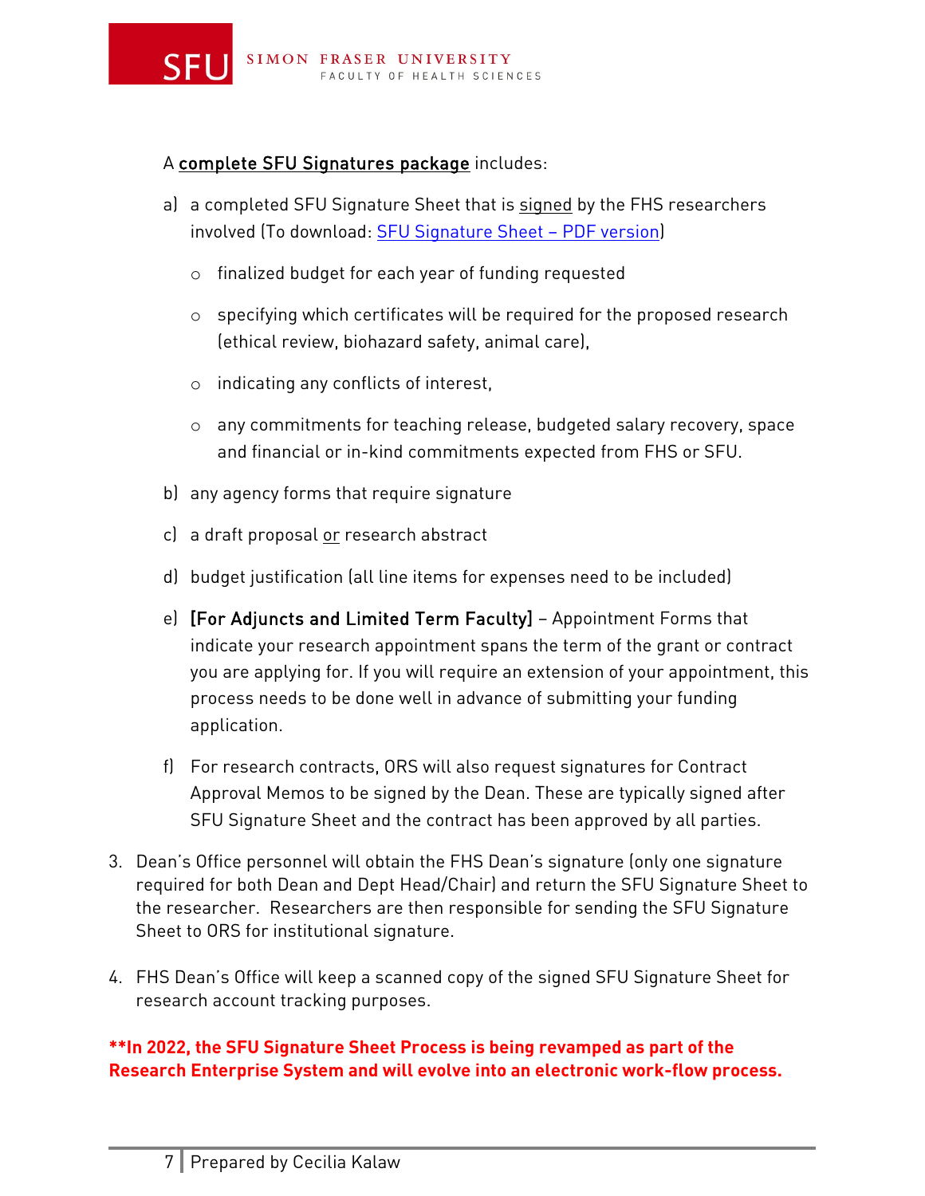A <u>**complete SFU Signatures package**</u> includes:

a) a completed SFU Signature Sheet that is <u>signed</u> by the FHS researchers involved (To download: [SFU Signature Sheet – PDF version](#))

   - finalized budget for each year of funding requested
   - specifying which certificates will be required for the proposed research (ethical review, biohazard safety, animal care),
   - indicating any conflicts of interest,
   - any commitments for teaching release, budgeted salary recovery, space and financial or in-kind commitments expected from FHS or SFU.

b) any agency forms that require signature

c) a draft proposal <u>or</u> research abstract

d) budget justification (all line items for expenses need to be included)

e) **[For Adjuncts and Limited Term Faculty]** – Appointment Forms that indicate your research appointment spans the term of the grant or contract you are applying for. If you will require an extension of your appointment, this process needs to be done well in advance of submitting your funding application.

f) For research contracts, ORS will also request signatures for Contract Approval Memos to be signed by the Dean. These are typically signed after SFU Signature Sheet and the contract has been approved by all parties.

3. Dean's Office personnel will obtain the FHS Dean's signature (only one signature required for both Dean and Dept Head/Chair) and return the SFU Signature Sheet to the researcher. Researchers are then responsible for sending the SFU Signature Sheet to ORS for institutional signature.

4. FHS Dean's Office will keep a scanned copy of the signed SFU Signature Sheet for research account tracking purposes.

**\*\*In 2022, the SFU Signature Sheet Process is being revamped as part of the Research Enterprise System and will evolve into an electronic work-flow process.**

Prepared by Cecilia Kalaw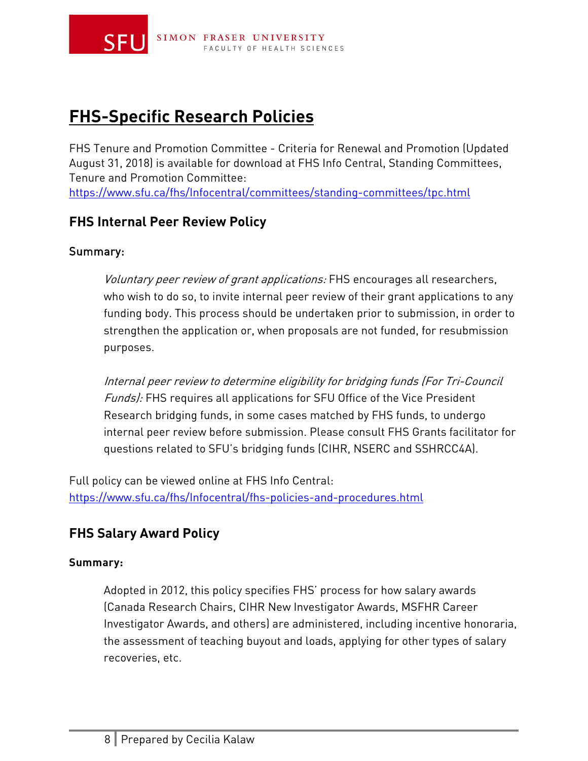# FHS-Specific Research Policies

FHS Tenure and Promotion Committee - Criteria for Renewal and Promotion (Updated August 31, 2018) is available for download at FHS Info Central, Standing Committees, Tenure and Promotion Committee:
https://www.sfu.ca/fhs/Infocentral/committees/standing-committees/tpc.html

## FHS Internal Peer Review Policy

### Summary:

*Voluntary peer review of grant applications:* FHS encourages all researchers, who wish to do so, to invite internal peer review of their grant applications to any funding body. This process should be undertaken prior to submission, in order to strengthen the application or, when proposals are not funded, for resubmission purposes.

*Internal peer review to determine eligibility for bridging funds (For Tri-Council Funds):* FHS requires all applications for SFU Office of the Vice President Research bridging funds, in some cases matched by FHS funds, to undergo internal peer review before submission. Please consult FHS Grants facilitator for questions related to SFU's bridging funds (CIHR, NSERC and SSHRCC4A).

Full policy can be viewed online at FHS Info Central:
https://www.sfu.ca/fhs/Infocentral/fhs-policies-and-procedures.html

## FHS Salary Award Policy

### Summary:

Adopted in 2012, this policy specifies FHS' process for how salary awards (Canada Research Chairs, CIHR New Investigator Awards, MSFHR Career Investigator Awards, and others) are administered, including incentive honoraria, the assessment of teaching buyout and loads, applying for other types of salary recoveries, etc.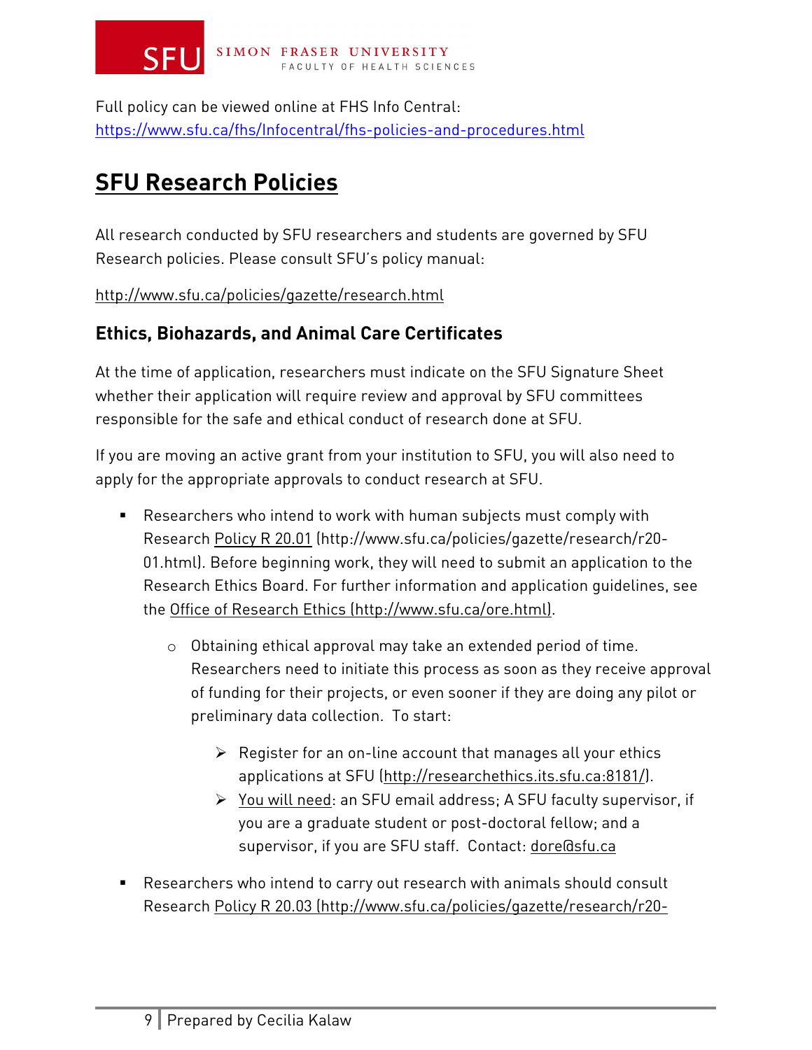Full policy can be viewed online at FHS Info Central: https://www.sfu.ca/fhs/Infocentral/fhs-policies-and-procedures.html

# SFU Research Policies

All research conducted by SFU researchers and students are governed by SFU Research policies. Please consult SFU's policy manual:

http://www.sfu.ca/policies/gazette/research.html

## Ethics, Biohazards, and Animal Care Certificates

At the time of application, researchers must indicate on the SFU Signature Sheet whether their application will require review and approval by SFU committees responsible for the safe and ethical conduct of research done at SFU.

If you are moving an active grant from your institution to SFU, you will also need to apply for the appropriate approvals to conduct research at SFU.

- Researchers who intend to work with human subjects must comply with Research Policy R 20.01 (http://www.sfu.ca/policies/gazette/research/r20-01.html). Before beginning work, they will need to submit an application to the Research Ethics Board. For further information and application guidelines, see the Office of Research Ethics (http://www.sfu.ca/ore.html).
    - Obtaining ethical approval may take an extended period of time. Researchers need to initiate this process as soon as they receive approval of funding for their projects, or even sooner if they are doing any pilot or preliminary data collection. To start:
        - Register for an on-line account that manages all your ethics applications at SFU (http://researchethics.its.sfu.ca:8181/).
        - You will need: an SFU email address; A SFU faculty supervisor, if you are a graduate student or post-doctoral fellow; and a supervisor, if you are SFU staff. Contact: dore@sfu.ca
- Researchers who intend to carry out research with animals should consult Research Policy R 20.03 (http://www.sfu.ca/policies/gazette/research/r20-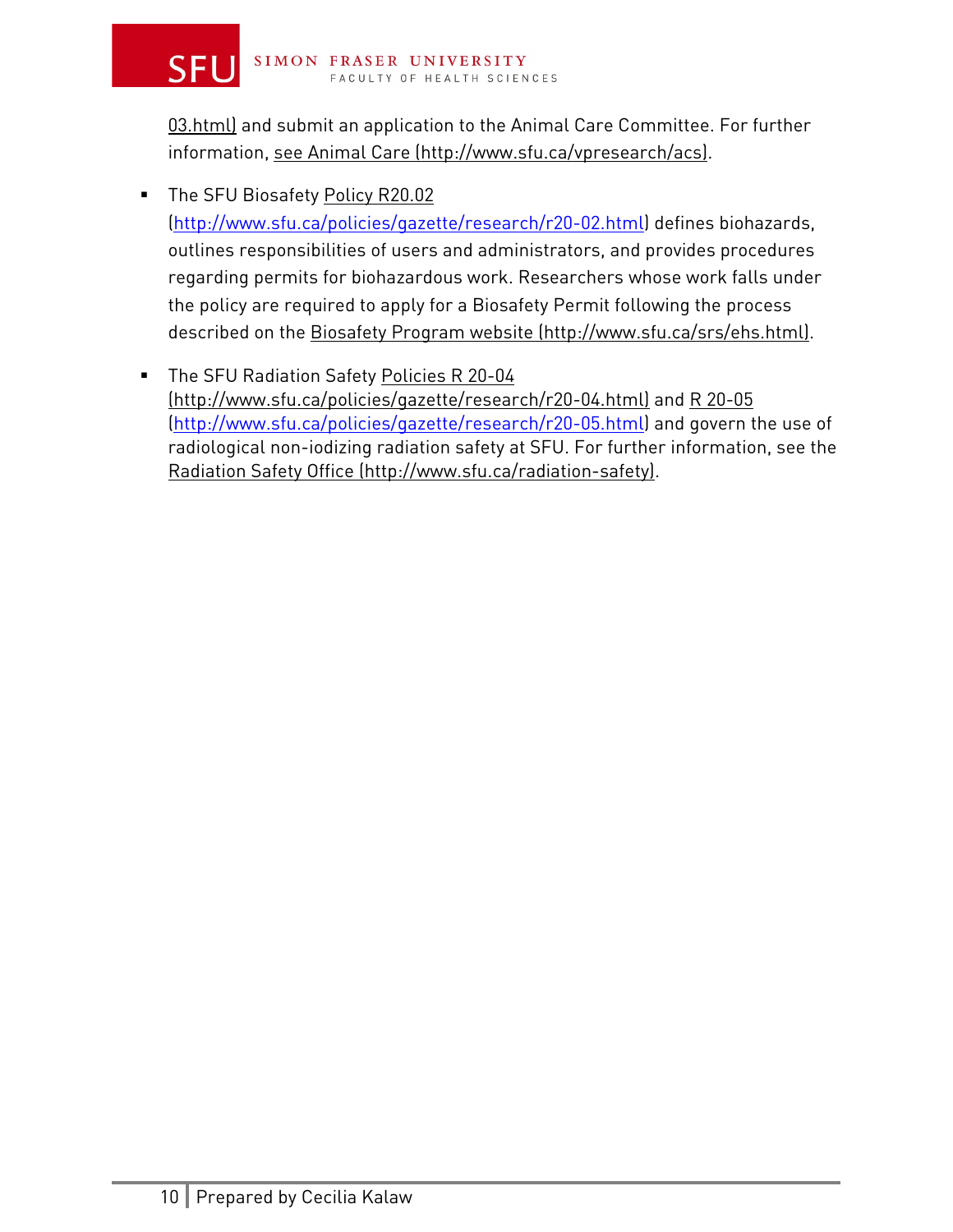03.html) and submit an application to the Animal Care Committee. For further information, see Animal Care (http://www.sfu.ca/vpresearch/acs).

- The SFU Biosafety Policy R20.02 (http://www.sfu.ca/policies/gazette/research/r20-02.html) defines biohazards, outlines responsibilities of users and administrators, and provides procedures regarding permits for biohazardous work. Researchers whose work falls under the policy are required to apply for a Biosafety Permit following the process described on the Biosafety Program website (http://www.sfu.ca/srs/ehs.html).

- The SFU Radiation Safety Policies R 20-04 (http://www.sfu.ca/policies/gazette/research/r20-04.html) and R 20-05 (http://www.sfu.ca/policies/gazette/research/r20-05.html) and govern the use of radiological non-iodizing radiation safety at SFU. For further information, see the Radiation Safety Office (http://www.sfu.ca/radiation-safety).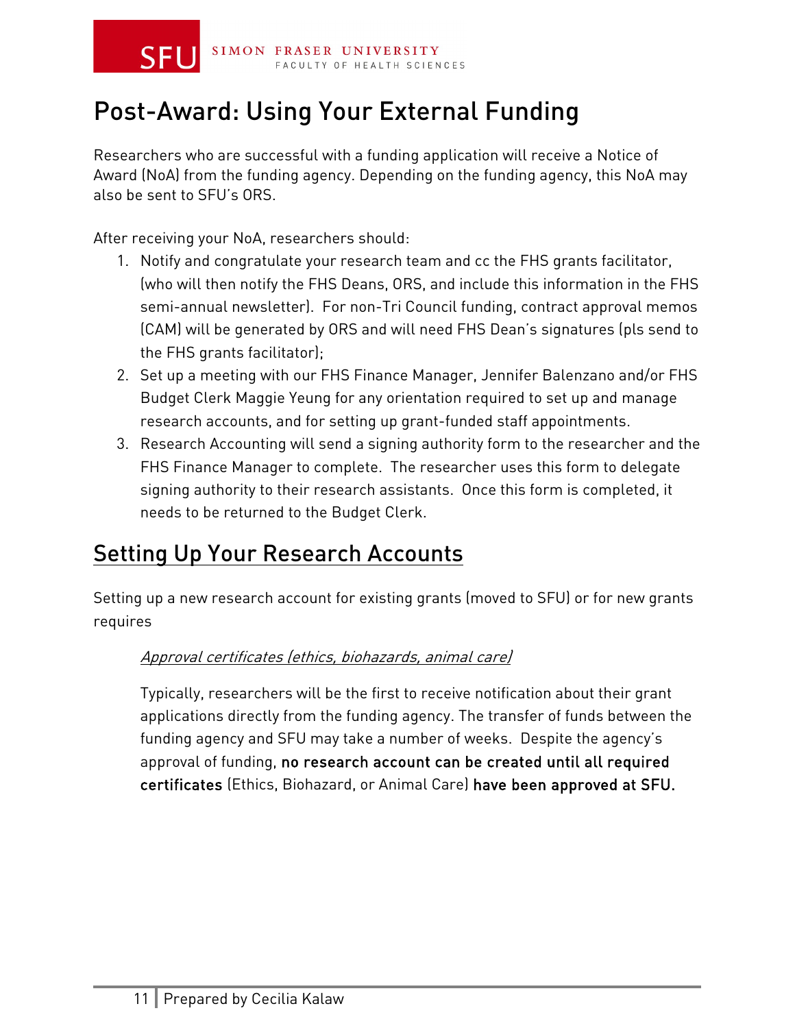# Post-Award: Using Your External Funding

Researchers who are successful with a funding application will receive a Notice of Award (NoA) from the funding agency. Depending on the funding agency, this NoA may also be sent to SFU's ORS.

After receiving your NoA, researchers should:

1. Notify and congratulate your research team and cc the FHS grants facilitator, (who will then notify the FHS Deans, ORS, and include this information in the FHS semi-annual newsletter). For non-Tri Council funding, contract approval memos (CAM) will be generated by ORS and will need FHS Dean's signatures (pls send to the FHS grants facilitator);
2. Set up a meeting with our FHS Finance Manager, Jennifer Balenzano and/or FHS Budget Clerk Maggie Yeung for any orientation required to set up and manage research accounts, and for setting up grant-funded staff appointments.
3. Research Accounting will send a signing authority form to the researcher and the FHS Finance Manager to complete. The researcher uses this form to delegate signing authority to their research assistants. Once this form is completed, it needs to be returned to the Budget Clerk.

## Setting Up Your Research Accounts

Setting up a new research account for existing grants (moved to SFU) or for new grants requires

*Approval certificates (ethics, biohazards, animal care)*

Typically, researchers will be the first to receive notification about their grant applications directly from the funding agency. The transfer of funds between the funding agency and SFU may take a number of weeks. Despite the agency's approval of funding, **no research account can be created until all required certificates** (Ethics, Biohazard, or Animal Care) **have been approved at SFU.**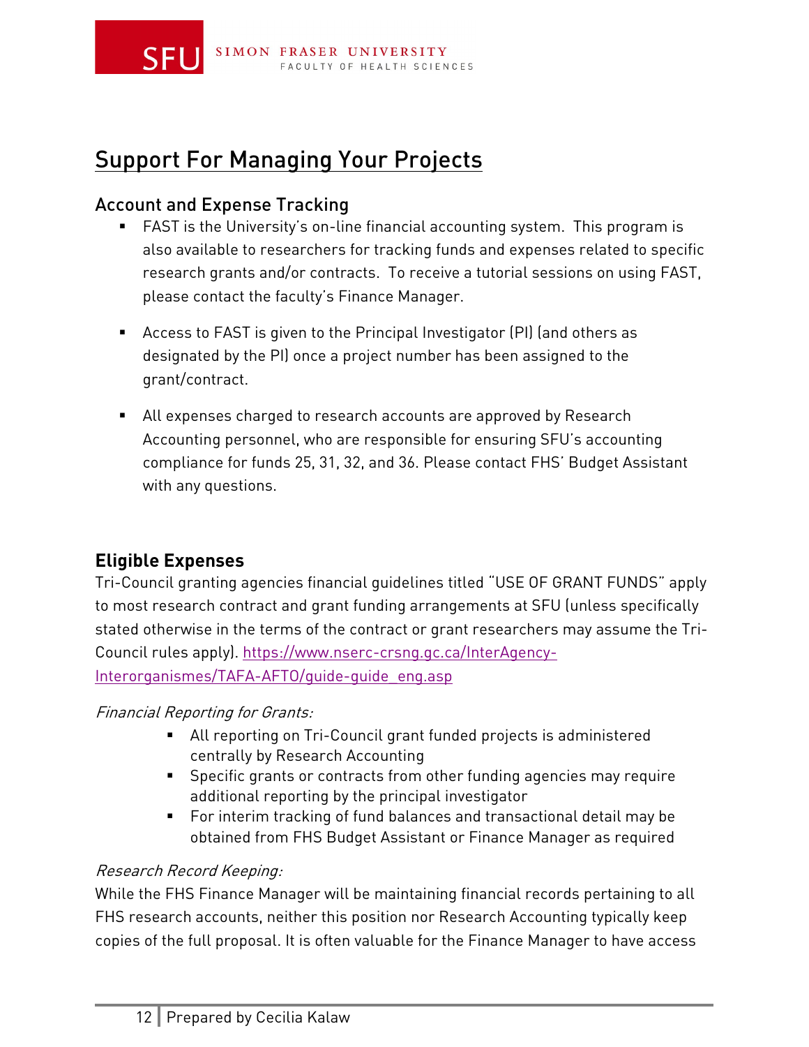## Support For Managing Your Projects

### Account and Expense Tracking

- FAST is the University's on-line financial accounting system. This program is also available to researchers for tracking funds and expenses related to specific research grants and/or contracts. To receive a tutorial sessions on using FAST, please contact the faculty's Finance Manager.

- Access to FAST is given to the Principal Investigator (PI) (and others as designated by the PI) once a project number has been assigned to the grant/contract.

- All expenses charged to research accounts are approved by Research Accounting personnel, who are responsible for ensuring SFU's accounting compliance for funds 25, 31, 32, and 36. Please contact FHS' Budget Assistant with any questions.

### Eligible Expenses

Tri-Council granting agencies financial guidelines titled "USE OF GRANT FUNDS" apply to most research contract and grant funding arrangements at SFU (unless specifically stated otherwise in the terms of the contract or grant researchers may assume the Tri-Council rules apply). https://www.nserc-crsng.gc.ca/InterAgency-Interorganismes/TAFA-AFTO/guide-guide_eng.asp

*Financial Reporting for Grants:*

- All reporting on Tri-Council grant funded projects is administered centrally by Research Accounting
- Specific grants or contracts from other funding agencies may require additional reporting by the principal investigator
- For interim tracking of fund balances and transactional detail may be obtained from FHS Budget Assistant or Finance Manager as required

*Research Record Keeping:*

While the FHS Finance Manager will be maintaining financial records pertaining to all FHS research accounts, neither this position nor Research Accounting typically keep copies of the full proposal. It is often valuable for the Finance Manager to have access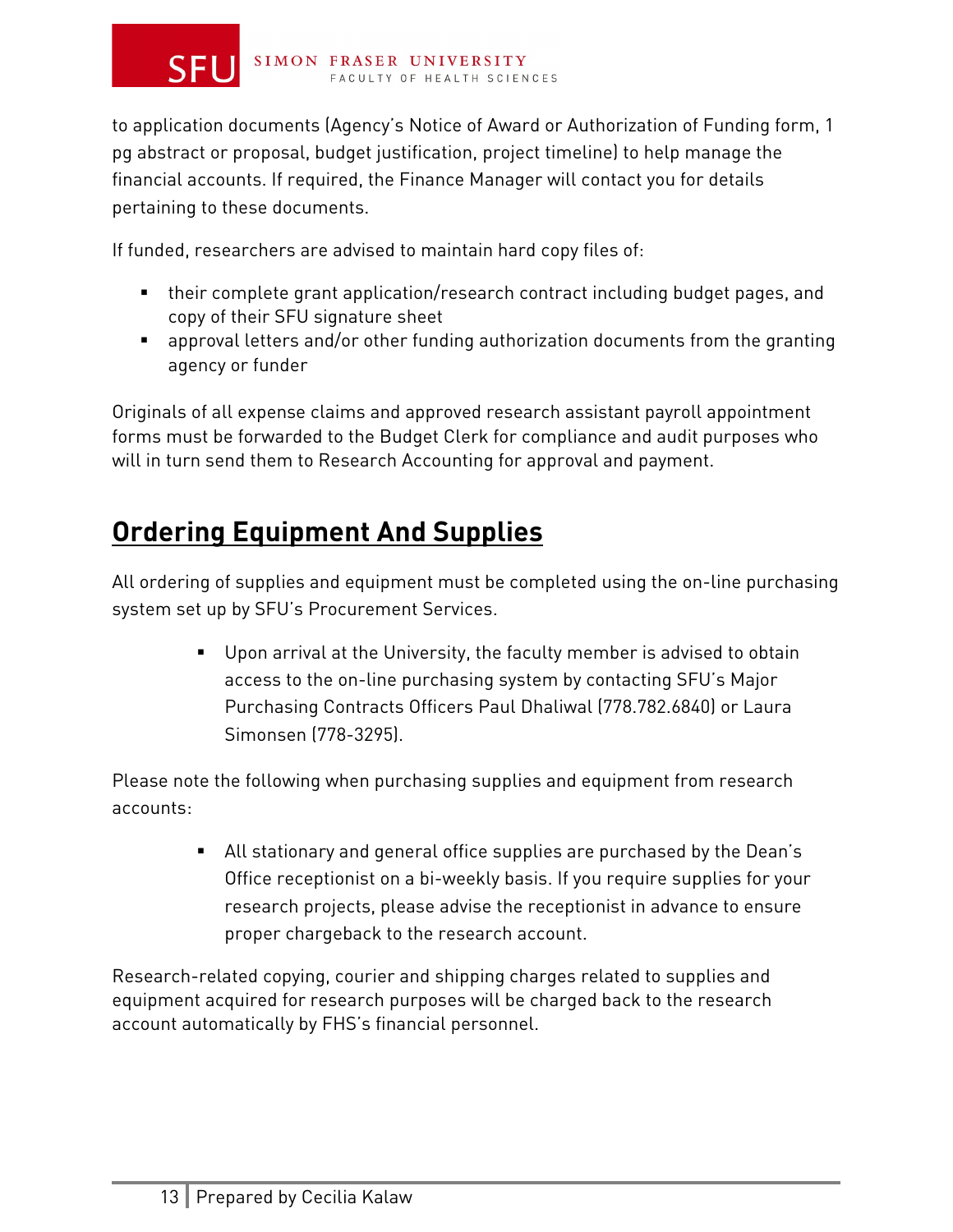to application documents (Agency's Notice of Award or Authorization of Funding form, 1 pg abstract or proposal, budget justification, project timeline) to help manage the financial accounts. If required, the Finance Manager will contact you for details pertaining to these documents.

If funded, researchers are advised to maintain hard copy files of:

- their complete grant application/research contract including budget pages, and copy of their SFU signature sheet
- approval letters and/or other funding authorization documents from the granting agency or funder

Originals of all expense claims and approved research assistant payroll appointment forms must be forwarded to the Budget Clerk for compliance and audit purposes who will in turn send them to Research Accounting for approval and payment.

## Ordering Equipment And Supplies

All ordering of supplies and equipment must be completed using the on-line purchasing system set up by SFU's Procurement Services.

- Upon arrival at the University, the faculty member is advised to obtain access to the on-line purchasing system by contacting SFU's Major Purchasing Contracts Officers Paul Dhaliwal (778.782.6840) or Laura Simonsen (778-3295).

Please note the following when purchasing supplies and equipment from research accounts:

- All stationary and general office supplies are purchased by the Dean's Office receptionist on a bi-weekly basis. If you require supplies for your research projects, please advise the receptionist in advance to ensure proper chargeback to the research account.

Research-related copying, courier and shipping charges related to supplies and equipment acquired for research purposes will be charged back to the research account automatically by FHS's financial personnel.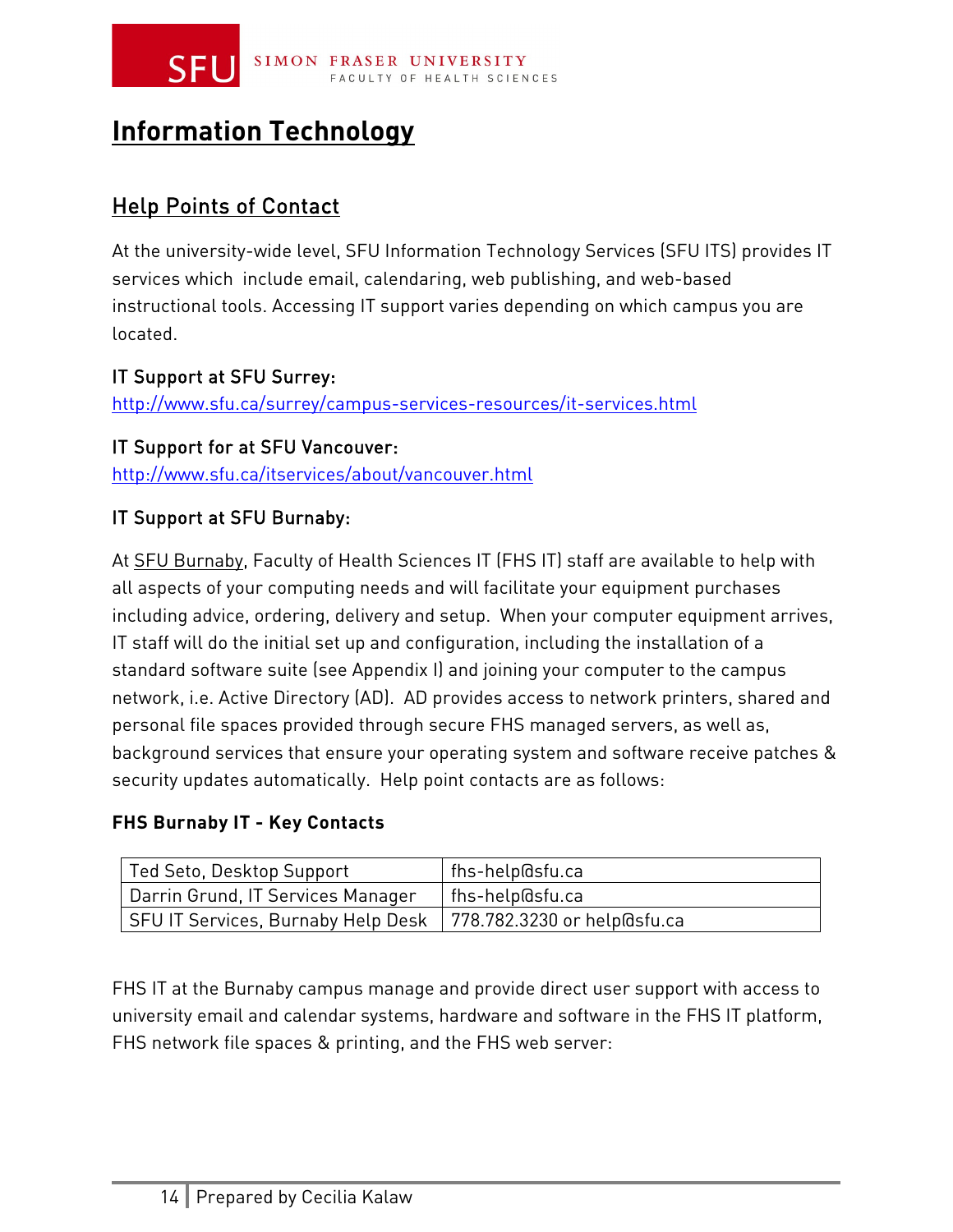# Information Technology

## Help Points of Contact

At the university-wide level, SFU Information Technology Services (SFU ITS) provides IT services which include email, calendaring, web publishing, and web-based instructional tools. Accessing IT support varies depending on which campus you are located.

**IT Support at SFU Surrey:**
http://www.sfu.ca/surrey/campus-services-resources/it-services.html

**IT Support for at SFU Vancouver:**
http://www.sfu.ca/itservices/about/vancouver.html

**IT Support at SFU Burnaby:**

At SFU Burnaby, Faculty of Health Sciences IT (FHS IT) staff are available to help with all aspects of your computing needs and will facilitate your equipment purchases including advice, ordering, delivery and setup. When your computer equipment arrives, IT staff will do the initial set up and configuration, including the installation of a standard software suite (see Appendix I) and joining your computer to the campus network, i.e. Active Directory (AD). AD provides access to network printers, shared and personal file spaces provided through secure FHS managed servers, as well as, background services that ensure your operating system and software receive patches & security updates automatically. Help point contacts are as follows:

**FHS Burnaby IT - Key Contacts**

| | |
|---|---|
| Ted Seto, Desktop Support | fhs-help@sfu.ca |
| Darrin Grund, IT Services Manager | fhs-help@sfu.ca |
| SFU IT Services, Burnaby Help Desk | 778.782.3230 or help@sfu.ca |

FHS IT at the Burnaby campus manage and provide direct user support with access to university email and calendar systems, hardware and software in the FHS IT platform, FHS network file spaces & printing, and the FHS web server: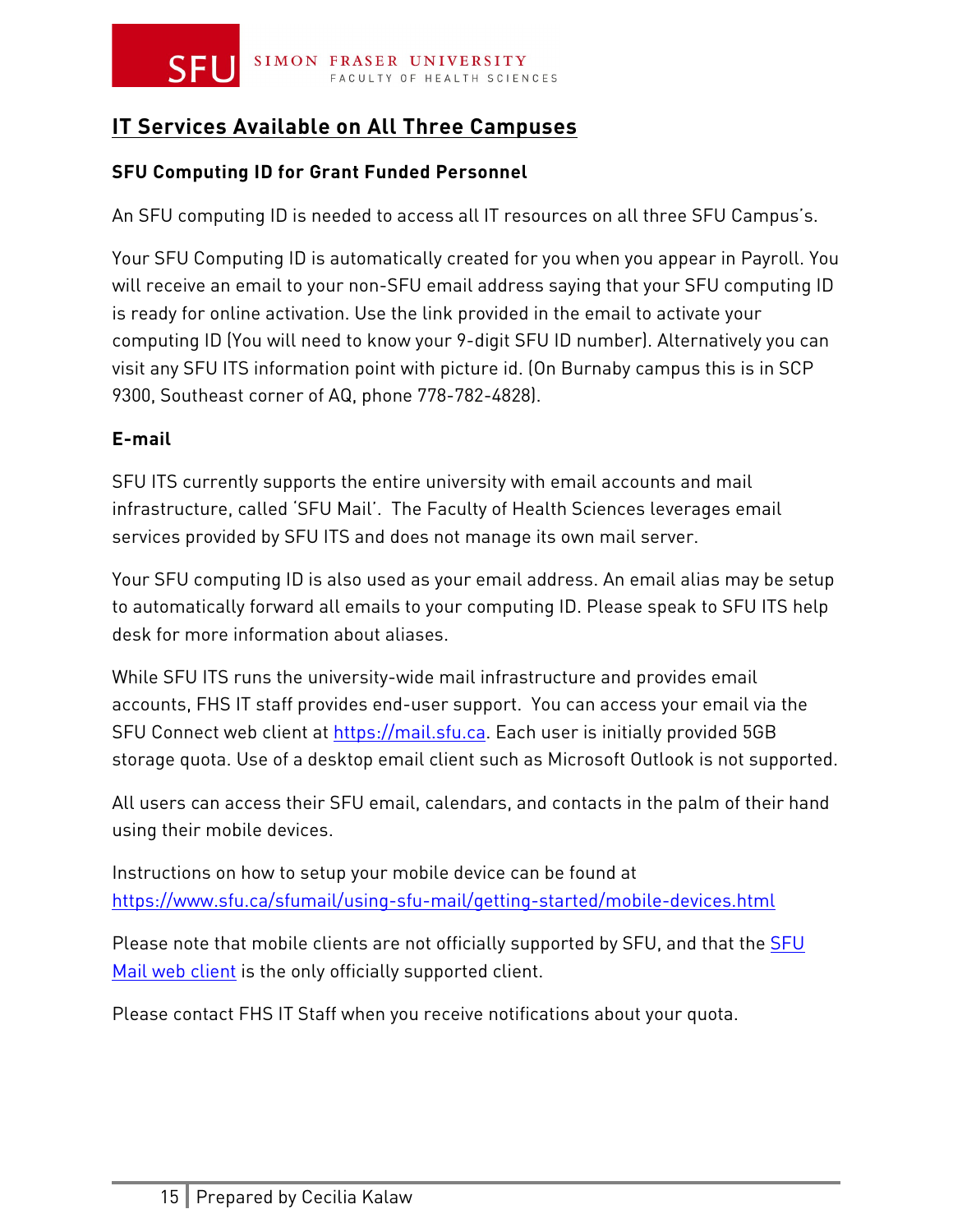## IT Services Available on All Three Campuses

### SFU Computing ID for Grant Funded Personnel

An SFU computing ID is needed to access all IT resources on all three SFU Campus's.

Your SFU Computing ID is automatically created for you when you appear in Payroll. You will receive an email to your non-SFU email address saying that your SFU computing ID is ready for online activation. Use the link provided in the email to activate your computing ID (You will need to know your 9-digit SFU ID number). Alternatively you can visit any SFU ITS information point with picture id. (On Burnaby campus this is in SCP 9300, Southeast corner of AQ, phone 778-782-4828).

### E-mail

SFU ITS currently supports the entire university with email accounts and mail infrastructure, called 'SFU Mail'. The Faculty of Health Sciences leverages email services provided by SFU ITS and does not manage its own mail server.

Your SFU computing ID is also used as your email address. An email alias may be setup to automatically forward all emails to your computing ID. Please speak to SFU ITS help desk for more information about aliases.

While SFU ITS runs the university-wide mail infrastructure and provides email accounts, FHS IT staff provides end-user support. You can access your email via the SFU Connect web client at https://mail.sfu.ca. Each user is initially provided 5GB storage quota. Use of a desktop email client such as Microsoft Outlook is not supported.

All users can access their SFU email, calendars, and contacts in the palm of their hand using their mobile devices.

Instructions on how to setup your mobile device can be found at https://www.sfu.ca/sfumail/using-sfu-mail/getting-started/mobile-devices.html

Please note that mobile clients are not officially supported by SFU, and that the SFU Mail web client is the only officially supported client.

Please contact FHS IT Staff when you receive notifications about your quota.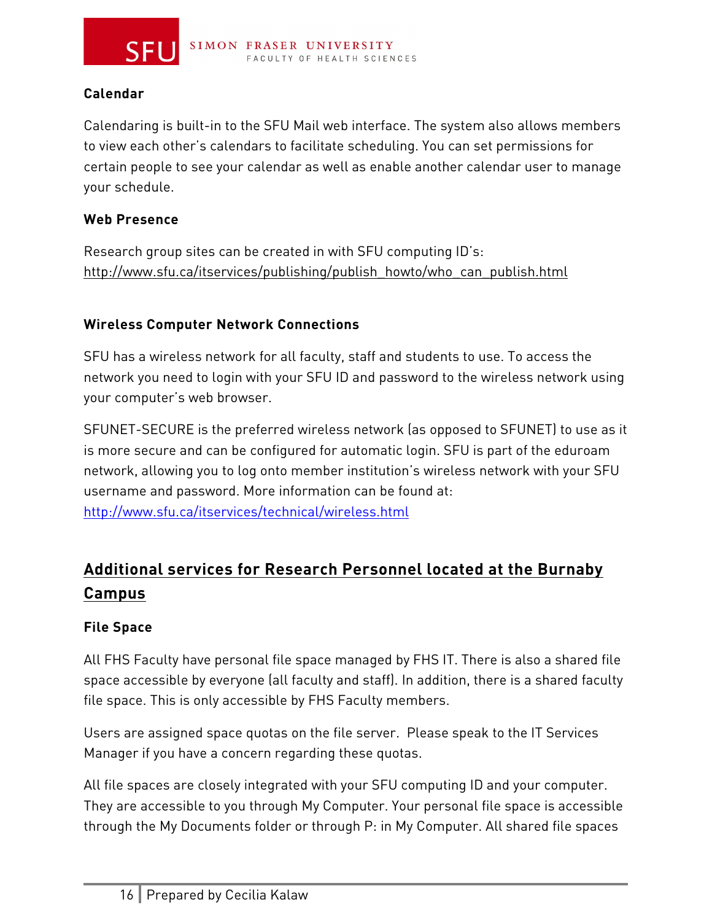### Calendar

Calendaring is built-in to the SFU Mail web interface. The system also allows members to view each other's calendars to facilitate scheduling. You can set permissions for certain people to see your calendar as well as enable another calendar user to manage your schedule.

### Web Presence

Research group sites can be created in with SFU computing ID's: http://www.sfu.ca/itservices/publishing/publish_howto/who_can_publish.html

### Wireless Computer Network Connections

SFU has a wireless network for all faculty, staff and students to use. To access the network you need to login with your SFU ID and password to the wireless network using your computer's web browser.

SFUNET-SECURE is the preferred wireless network (as opposed to SFUNET) to use as it is more secure and can be configured for automatic login. SFU is part of the eduroam network, allowing you to log onto member institution's wireless network with your SFU username and password. More information can be found at: http://www.sfu.ca/itservices/technical/wireless.html

## Additional services for Research Personnel located at the Burnaby Campus

### File Space

All FHS Faculty have personal file space managed by FHS IT. There is also a shared file space accessible by everyone (all faculty and staff). In addition, there is a shared faculty file space. This is only accessible by FHS Faculty members.

Users are assigned space quotas on the file server. Please speak to the IT Services Manager if you have a concern regarding these quotas.

All file spaces are closely integrated with your SFU computing ID and your computer. They are accessible to you through My Computer. Your personal file space is accessible through the My Documents folder or through P: in My Computer. All shared file spaces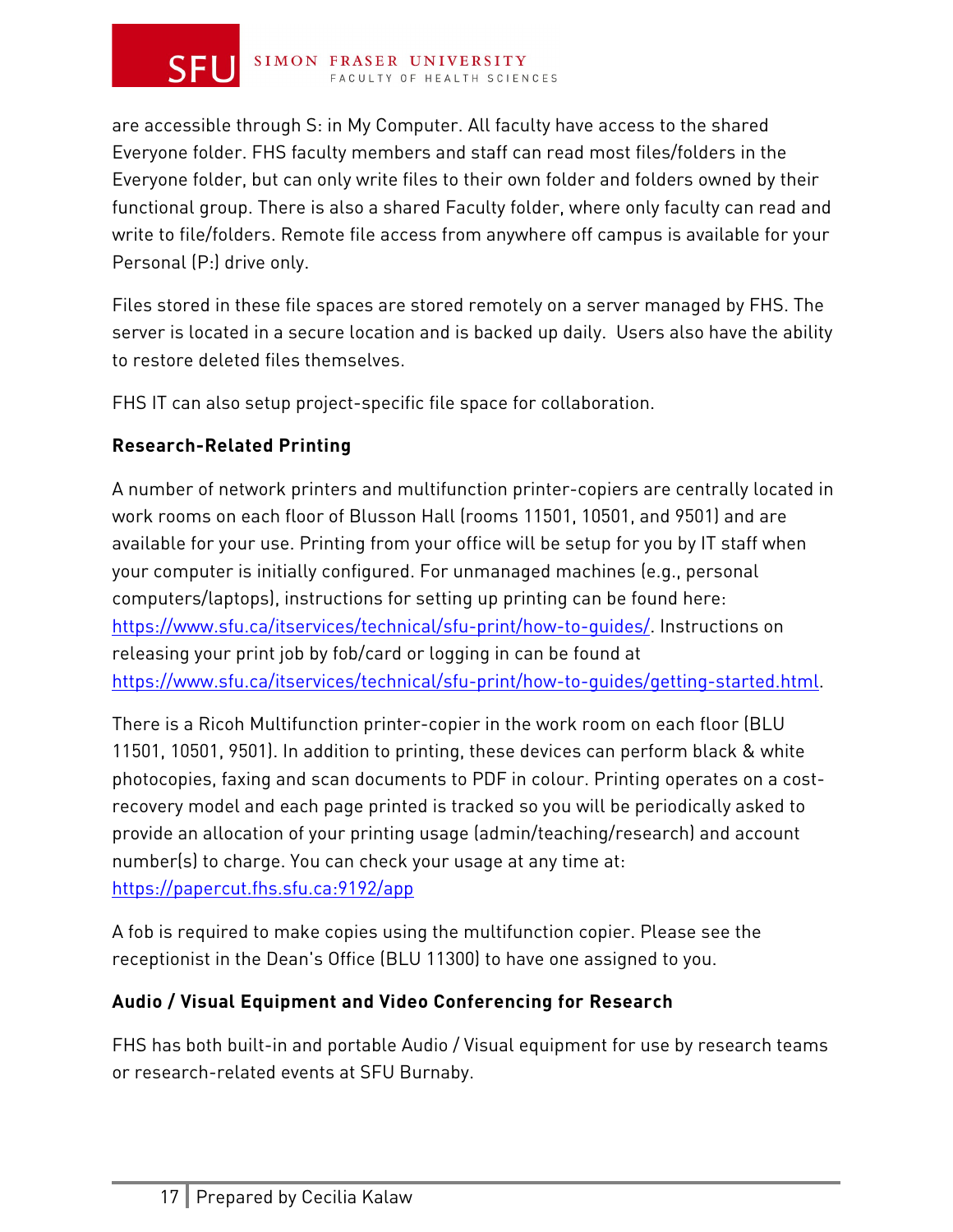are accessible through S: in My Computer. All faculty have access to the shared Everyone folder. FHS faculty members and staff can read most files/folders in the Everyone folder, but can only write files to their own folder and folders owned by their functional group. There is also a shared Faculty folder, where only faculty can read and write to file/folders. Remote file access from anywhere off campus is available for your Personal (P:) drive only.

Files stored in these file spaces are stored remotely on a server managed by FHS. The server is located in a secure location and is backed up daily. Users also have the ability to restore deleted files themselves.

FHS IT can also setup project-specific file space for collaboration.

**Research-Related Printing**

A number of network printers and multifunction printer-copiers are centrally located in work rooms on each floor of Blusson Hall (rooms 11501, 10501, and 9501) and are available for your use. Printing from your office will be setup for you by IT staff when your computer is initially configured. For unmanaged machines (e.g., personal computers/laptops), instructions for setting up printing can be found here: https://www.sfu.ca/itservices/technical/sfu-print/how-to-guides/. Instructions on releasing your print job by fob/card or logging in can be found at https://www.sfu.ca/itservices/technical/sfu-print/how-to-guides/getting-started.html.

There is a Ricoh Multifunction printer-copier in the work room on each floor (BLU 11501, 10501, 9501). In addition to printing, these devices can perform black & white photocopies, faxing and scan documents to PDF in colour. Printing operates on a cost-recovery model and each page printed is tracked so you will be periodically asked to provide an allocation of your printing usage (admin/teaching/research) and account number(s) to charge. You can check your usage at any time at: https://papercut.fhs.sfu.ca:9192/app

A fob is required to make copies using the multifunction copier. Please see the receptionist in the Dean's Office (BLU 11300) to have one assigned to you.

**Audio / Visual Equipment and Video Conferencing for Research**

FHS has both built-in and portable Audio / Visual equipment for use by research teams or research-related events at SFU Burnaby.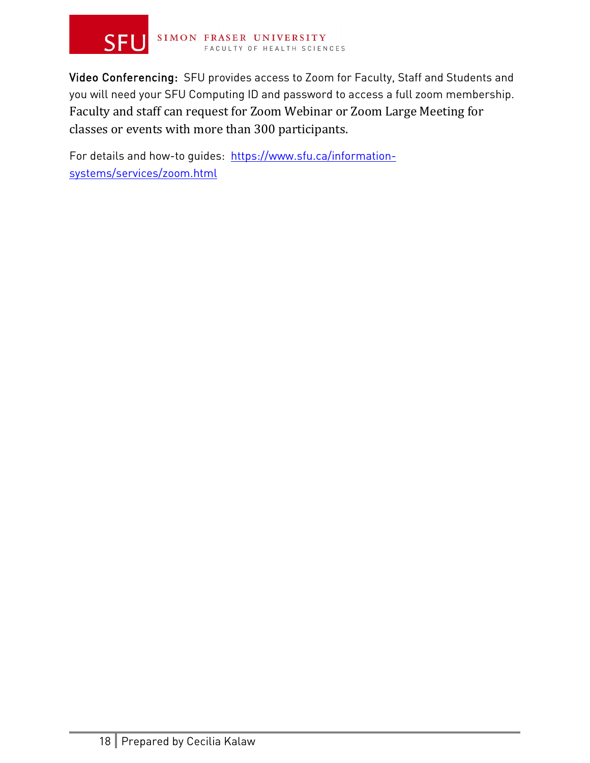**Video Conferencing:** SFU provides access to Zoom for Faculty, Staff and Students and you will need your SFU Computing ID and password to access a full zoom membership. Faculty and staff can request for Zoom Webinar or Zoom Large Meeting for classes or events with more than 300 participants.

For details and how-to guides: [https://www.sfu.ca/information-systems/services/zoom.html](https://www.sfu.ca/information-systems/services/zoom.html)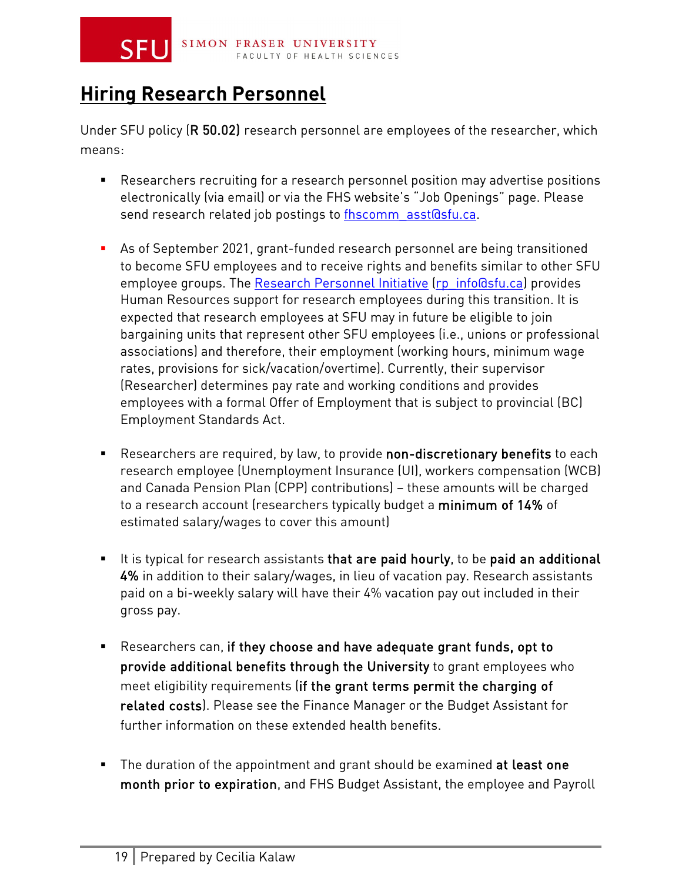## Hiring Research Personnel

Under SFU policy (**R 50.02**) research personnel are employees of the researcher, which means:

- Researchers recruiting for a research personnel position may advertise positions electronically (via email) or via the FHS website's "Job Openings" page. Please send research related job postings to fhscomm_asst@sfu.ca.

- As of September 2021, grant-funded research personnel are being transitioned to become SFU employees and to receive rights and benefits similar to other SFU employee groups. The Research Personnel Initiative (rp_info@sfu.ca) provides Human Resources support for research employees during this transition. It is expected that research employees at SFU may in future be eligible to join bargaining units that represent other SFU employees (i.e., unions or professional associations) and therefore, their employment (working hours, minimum wage rates, provisions for sick/vacation/overtime). Currently, their supervisor (Researcher) determines pay rate and working conditions and provides employees with a formal Offer of Employment that is subject to provincial (BC) Employment Standards Act.

- Researchers are required, by law, to provide **non-discretionary benefits** to each research employee (Unemployment Insurance (UI), workers compensation (WCB) and Canada Pension Plan (CPP) contributions) – these amounts will be charged to a research account (researchers typically budget a **minimum of 14%** of estimated salary/wages to cover this amount)

- It is typical for research assistants **that are paid hourly**, to be **paid an additional 4%** in addition to their salary/wages, in lieu of vacation pay. Research assistants paid on a bi-weekly salary will have their 4% vacation pay out included in their gross pay.

- Researchers can, **if they choose and have adequate grant funds, opt to provide additional benefits through the University** to grant employees who meet eligibility requirements (**if the grant terms permit the charging of related costs**). Please see the Finance Manager or the Budget Assistant for further information on these extended health benefits.

- The duration of the appointment and grant should be examined **at least one month prior to expiration**, and FHS Budget Assistant, the employee and Payroll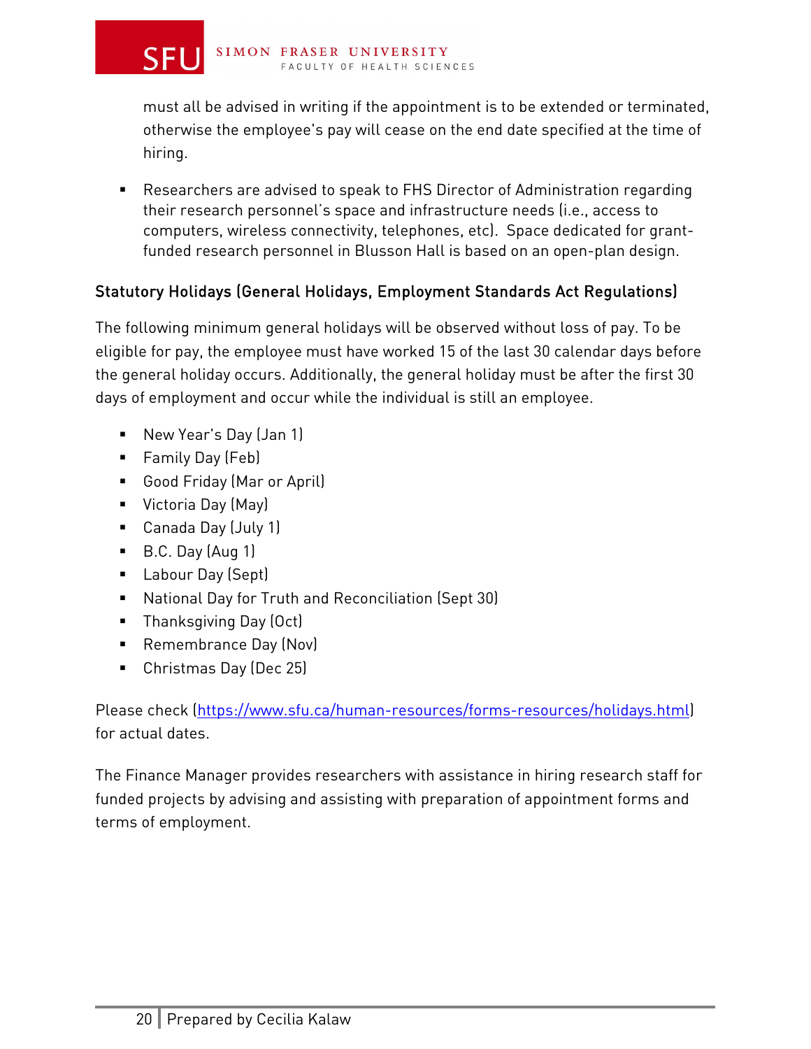must all be advised in writing if the appointment is to be extended or terminated, otherwise the employee's pay will cease on the end date specified at the time of hiring.

- Researchers are advised to speak to FHS Director of Administration regarding their research personnel's space and infrastructure needs (i.e., access to computers, wireless connectivity, telephones, etc). Space dedicated for grant-funded research personnel in Blusson Hall is based on an open-plan design.

## Statutory Holidays (General Holidays, Employment Standards Act Regulations)

The following minimum general holidays will be observed without loss of pay. To be eligible for pay, the employee must have worked 15 of the last 30 calendar days before the general holiday occurs. Additionally, the general holiday must be after the first 30 days of employment and occur while the individual is still an employee.

- New Year's Day (Jan 1)
- Family Day (Feb)
- Good Friday (Mar or April)
- Victoria Day (May)
- Canada Day (July 1)
- B.C. Day (Aug 1)
- Labour Day (Sept)
- National Day for Truth and Reconciliation (Sept 30)
- Thanksgiving Day (Oct)
- Remembrance Day (Nov)
- Christmas Day (Dec 25)

Please check (https://www.sfu.ca/human-resources/forms-resources/holidays.html) for actual dates.

The Finance Manager provides researchers with assistance in hiring research staff for funded projects by advising and assisting with preparation of appointment forms and terms of employment.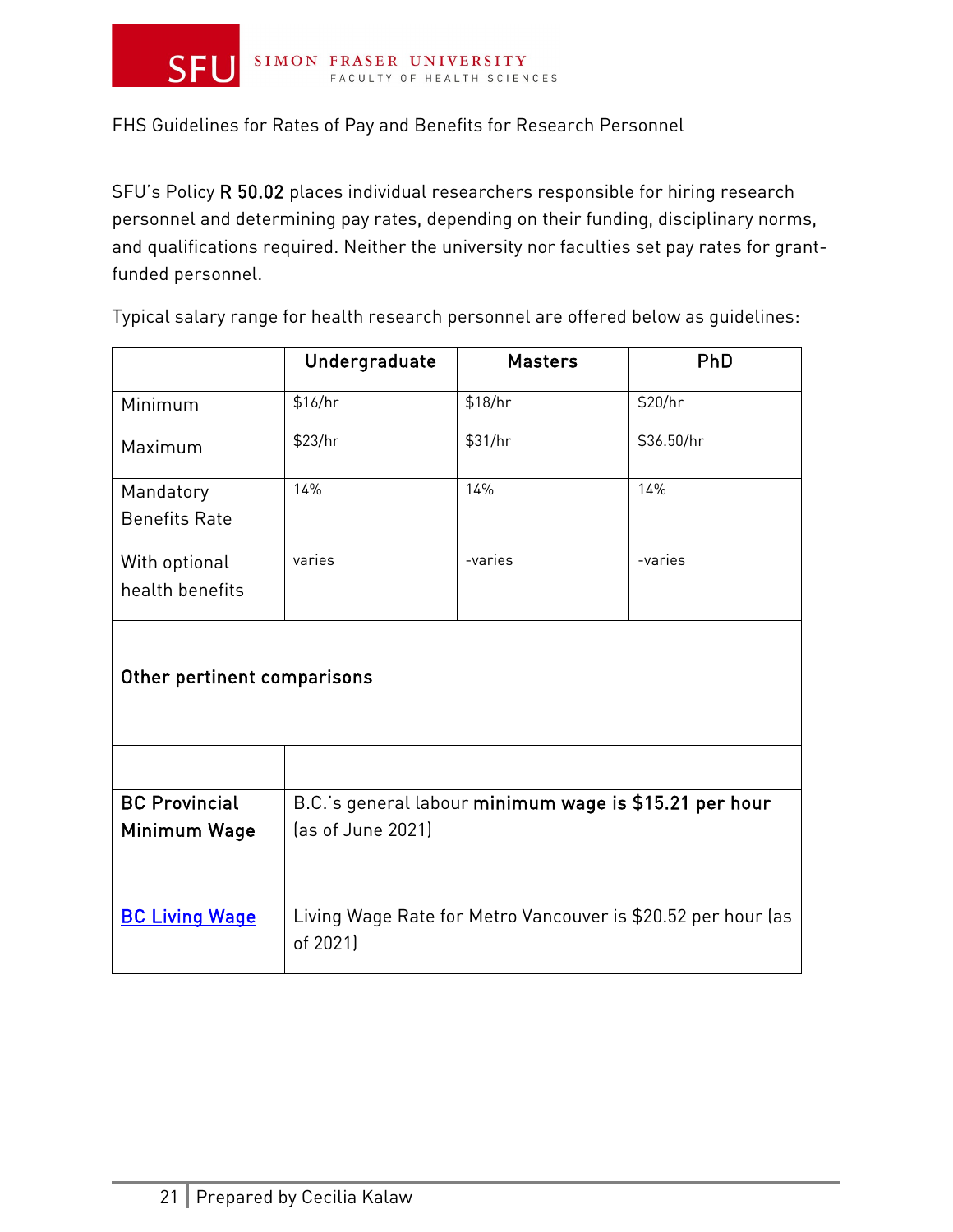SIMON FRASER UNIVERSITY
FACULTY OF HEALTH SCIENCES

FHS Guidelines for Rates of Pay and Benefits for Research Personnel

SFU's Policy **R 50.02** places individual researchers responsible for hiring research personnel and determining pay rates, depending on their funding, disciplinary norms, and qualifications required. Neither the university nor faculties set pay rates for grant-funded personnel.

Typical salary range for health research personnel are offered below as guidelines:

| | Undergraduate | Masters | PhD |
|---|---|---|---|
| Minimum<br>Maximum | $16/hr<br>$23/hr | $18/hr<br>$31/hr | $20/hr<br>$36.50/hr |
| Mandatory Benefits Rate | 14% | 14% | 14% |
| With optional health benefits | varies | -varies | -varies |
| **Other pertinent comparisons** | | | |
| | | | |
| **BC Provincial Minimum Wage**<br><br>BC Living Wage | B.C.'s general labour **minimum wage is $15.21 per hour** (as of June 2021)<br><br>Living Wage Rate for Metro Vancouver is $20.52 per hour (as of 2021) | | |

Prepared by Cecilia Kalaw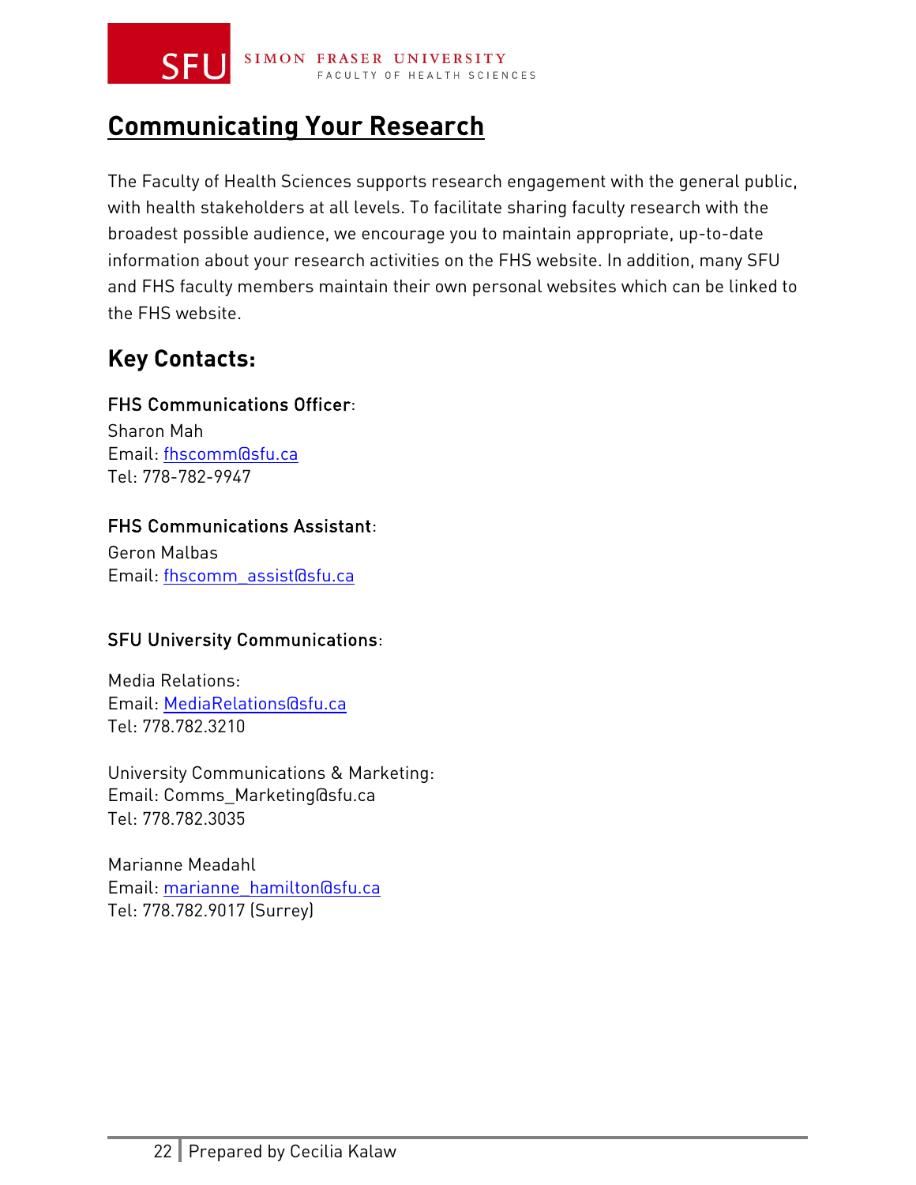# Communicating Your Research

The Faculty of Health Sciences supports research engagement with the general public, with health stakeholders at all levels. To facilitate sharing faculty research with the broadest possible audience, we encourage you to maintain appropriate, up-to-date information about your research activities on the FHS website. In addition, many SFU and FHS faculty members maintain their own personal websites which can be linked to the FHS website.

## Key Contacts:

**FHS Communications Officer**:
Sharon Mah
Email: fhscomm@sfu.ca
Tel: 778-782-9947

**FHS Communications Assistant**:
Geron Malbas
Email: fhscomm_assist@sfu.ca

**SFU University Communications**:

Media Relations:
Email: MediaRelations@sfu.ca
Tel: 778.782.3210

University Communications & Marketing:
Email: Comms_Marketing@sfu.ca
Tel: 778.782.3035

Marianne Meadahl
Email: marianne_hamilton@sfu.ca
Tel: 778.782.9017 (Surrey)

Prepared by Cecilia Kalaw